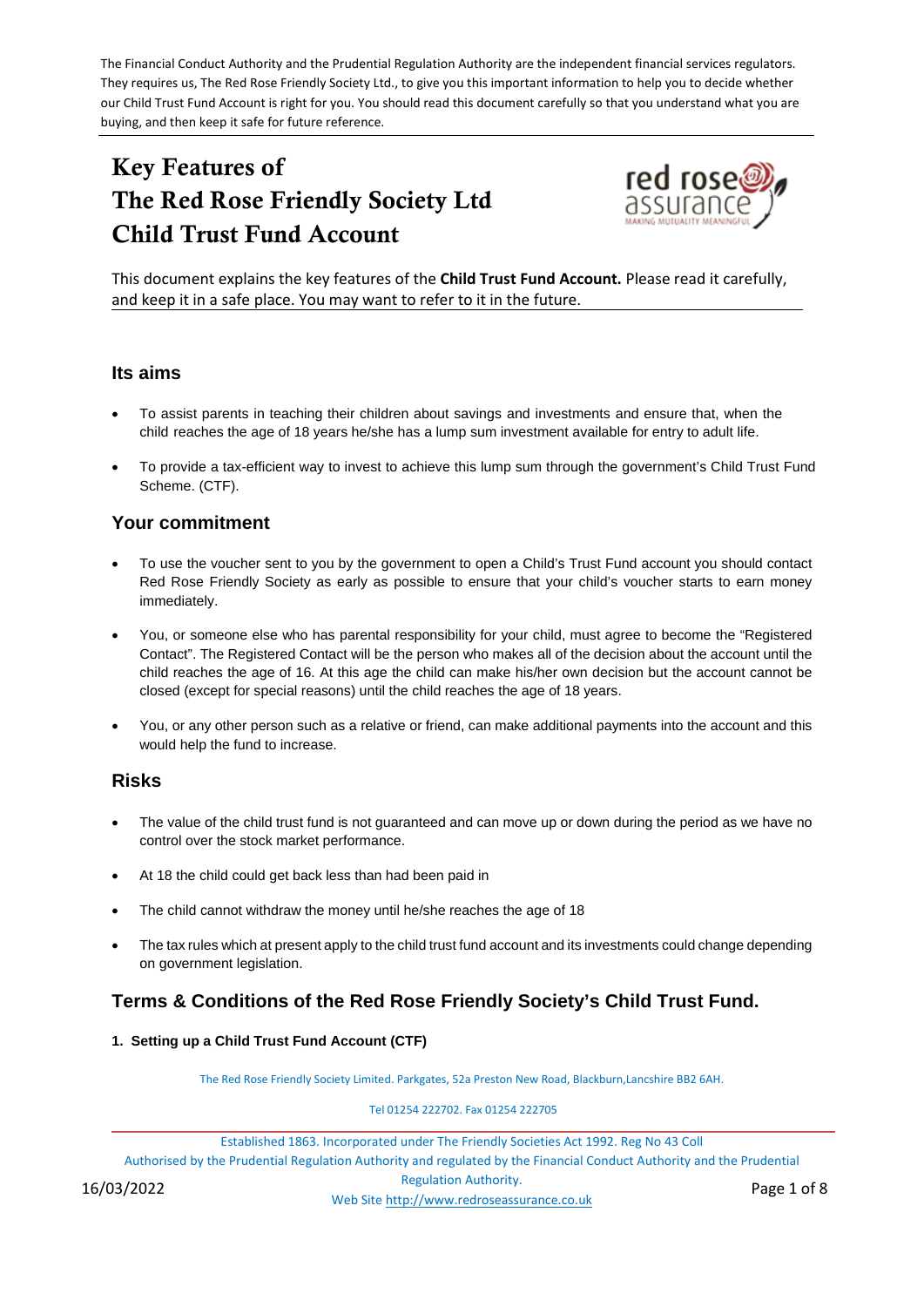The Financial Conduct Authority and the Prudential Regulation Authority are the independent financial services regulators. They requires us, The Red Rose Friendly Society Ltd., to give you this important information to help you to decide whether our Child Trust Fund Account is right for you. You should read this document carefully so that you understand what you are buying, and then keep it safe for future reference.

# Key Features of The Red Rose Friendly Society Ltd Child Trust Fund Account

This document explains the key features of the **Child Trust Fund Account.** Please read it carefully, and keep it in a safe place. You may want to refer to it in the future.

## Its aims

- To assist parents in teaching their children about savings and investments and ensure that, when the child reaches the age of 18 years he/she has a lump sum investment available for entry to adult life.
- To provide a tax-efficient way to invest to achieve this lump sum through the government's Child Trust Fund Scheme. (CTF).

## Your commitment

- To use the voucher sent to you by the government to open a Child's Trust Fund account you should contact Red Rose Friendly Society as early as possible to ensure that your child's voucher starts to earn money immediately.
- You, or someone else who has parental responsibility for your child, must agree to become the "Registered Contact". The Registered Contact will be the person who makes all of the decision about the account until the child reaches the age of 16. At this age the child can make his/her own decision but the account cannot be closed (except for special reasons) until the child reaches the age of 18 years.
- You, or any other person such as a relative or friend, can make additional payments into the account and this would help the fund to increase.

## Risks

- The value of the child trust fund is not guaranteed and can move up or down during the period as we have no control over the stock market performance.
- At 18 the child could get back less than had been paid in
- The child cannot withdraw the money until he/she reaches the age of 18
- The tax rules which at present apply to the child trust fund account and its investments could change depending on government legislation.

## Terms & Conditions of the Red Rose Friendly Society's Child Trust Fund.

**1. Setting up a Child Trust Fund Account (CTF)**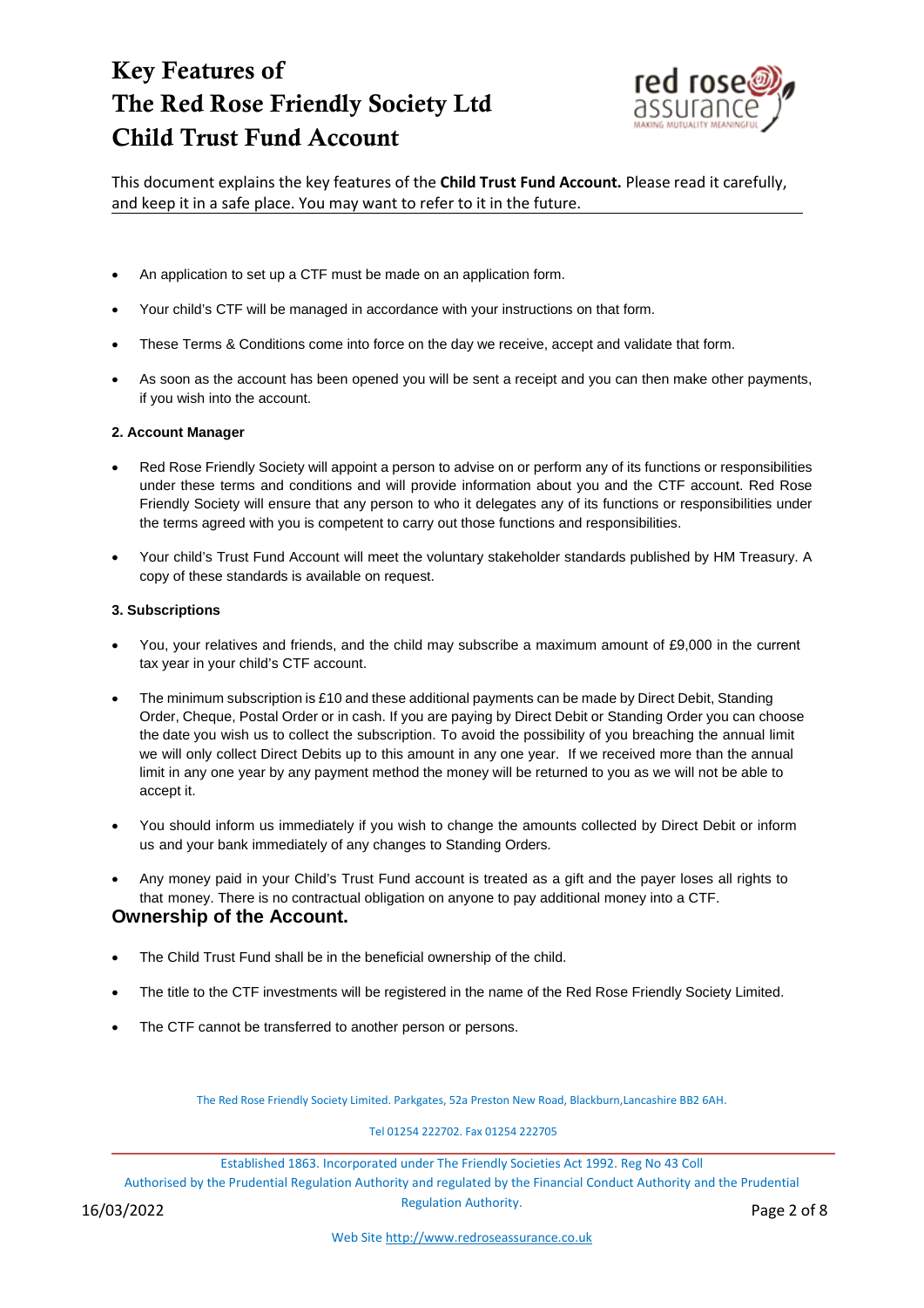# Key Features of The Red Rose Friendly Society Ltd Child Trust Fund Account

This document explains the key features of the **Child Trust Fund Account.** Please read it carefully, and keep it in a safe place. You may want to refer to it in the future.

- An application to set up a CTF must be made on an application form.
- Your child's CTF will be managed in accordance with your instructions on that form.
- These Terms & Conditions come into force on the day we receive, accept and validate that form.
- As soon as the account has been opened you will be sent a receipt and you can then make other payments, if you wish into the account.

#### 2. Account Manager

- Red Rose Friendly Society will appoint a person to advise on or perform any of its functions or responsibilities under these terms and conditions and will provide information about you and the CTF account. Red Rose Friendly Society will ensure that any person to who it delegates any of its functions or responsibilities under the terms agreed with you is competent to carry out those functions and responsibilities.
- Your child's Trust Fund Account will meet the voluntary stakeholder standards published by HM Treasury. A copy of these standards is available on request.

#### 3. Subscriptions

- You, your relatives and friends, and the child may subscribe a maximum amount of £9,000 in the current tax year in your child's CTF account.
- The minimum subscription is £10 and these additional payments can be made by Direct Debit, Standing Order, Cheque, Postal Order or in cash. If you are paying by Direct Debit or Standing Order you can choose the date you wish us to collect the subscription. To avoid the possibility of you breaching the annual limit we will only collect Direct Debits up to this amount in any one year. If we received more than the annual limit in any one year by any payment method the money will be returned to you as we will not be able to accept it.
- You should inform us immediately if you wish to change the amounts collected by Direct Debit or inform us and your bank immediately of any changes to Standing Orders.
- Any money paid in your Child's Trust Fund account is treated as a gift and the payer loses all rights to that money. There is no contractual obligation on anyone to pay additional money into a CTF.

### Ownership of the Account.

- The Child Trust Fund shall be in the beneficial ownership of the child.
- The title to the CTF investments will be registered in the name of the Red Rose Friendly Society Limited.
- The CTF cannot be transferred to another person or persons.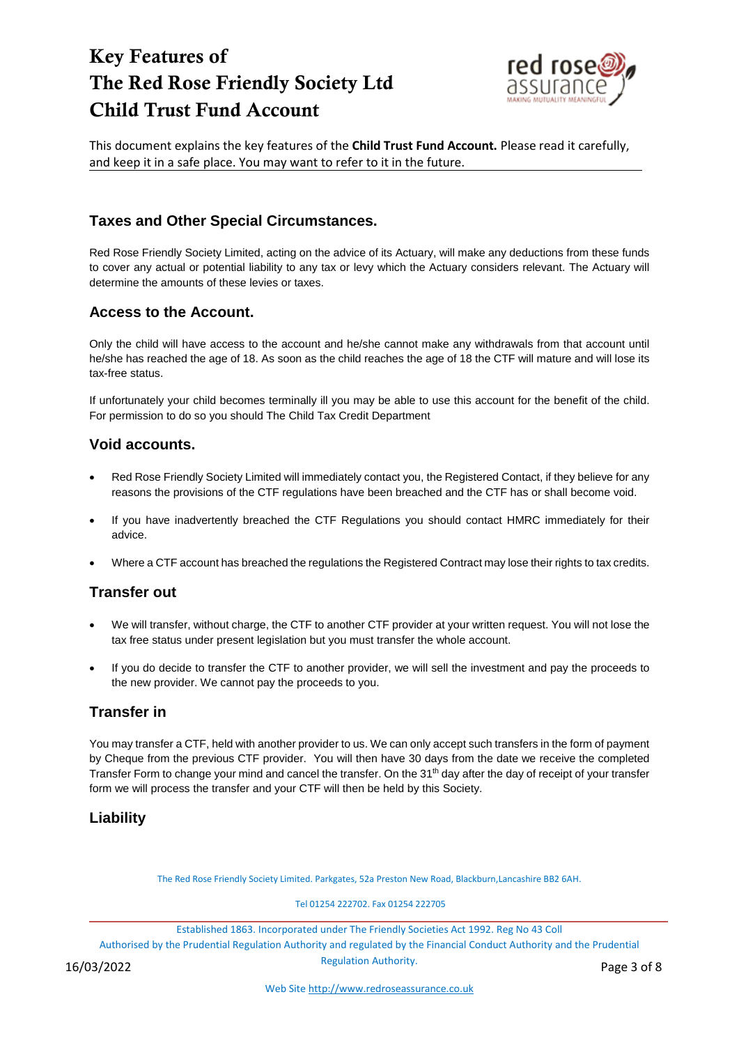# Key Features of The Red Rose Friendly Society Ltd Child Trust Fund Account

This document explains the key features of the **Child Trust Fund Account.** Please read it carefully, and keep it in a safe place. You may want to refer to it in the future.

## Taxes and Other Special Circumstances.

Red Rose Friendly Society Limited, acting on the advice of its Actuary, will make any deductions from these funds to cover any actual or potential liability to any tax or levy which the Actuary considers relevant. The Actuary will determine the amounts of these levies or taxes.

## Access to the Account.

Only the child will have access to the account and he/she cannot make any withdrawals from that account until he/she has reached the age of 18. As soon as the child reaches the age of 18 the CTF will mature and will lose its tax-free status.

If unfortunately your child becomes terminally ill you may be able to use this account for the benefit of the child. For permission to do so you should The Child Tax Credit Department

## Void accounts.

- Red Rose Friendly Society Limited will immediately contact you, the Registered Contact, if they believe for any reasons the provisions of the CTF regulations have been breached and the CTF has or shall become void.
- If you have inadvertently breached the CTF Regulations you should contact HMRC immediately for their advice.
- Where a CTF account has breached the regulations the Registered Contract may lose their rights to tax credits.

## Transfer out

- We will transfer, without charge, the CTF to another CTF provider at your written request. You will not lose the tax free status under present legislation but you must transfer the whole account.
- If you do decide to transfer the CTF to another provider, we will sell the investment and pay the proceeds to the new provider. We cannot pay the proceeds to you.

## Transfer in

You may transfer a CTF, held with another provider to us. We can only accept such transfers in the form of payment by Cheque from the previous CTF provider. You will then have 30 days from the date we receive the completed Transfer Form to change your mind and cancel the transfer. On the 31st day after the day of receipt of your transfer form we will process the transfer and your CTF will then be held by this Society.

## Liability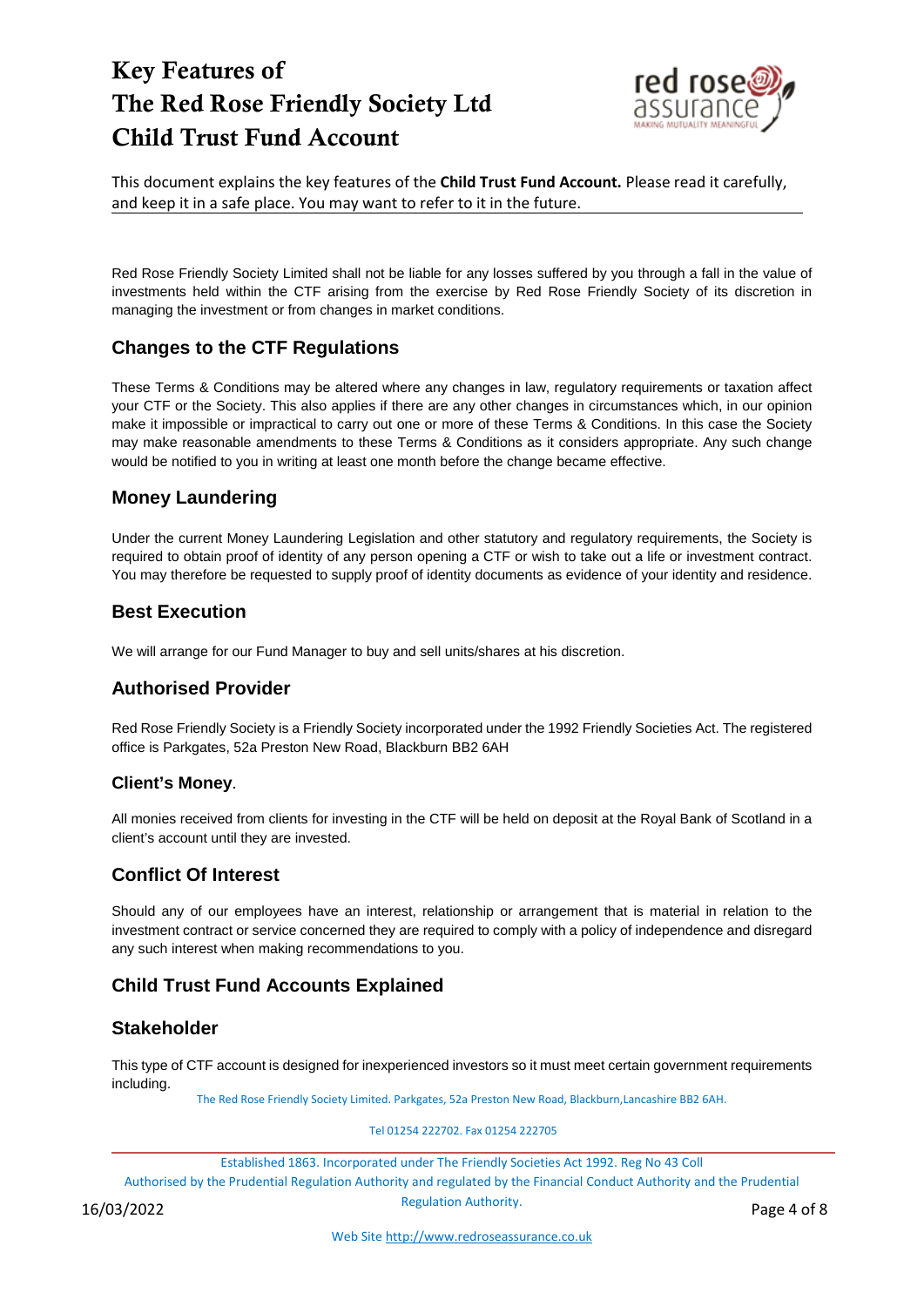Red Rose Friendly Society Limited shall not be liable for any losses suffered by you through a fall in the value of investments held within the CTF arising from the exercise by Red Rose Friendly Society of its discretion in managing the investment or from changes in market conditions.

## Changes to the CTF Regulations

These Terms & Conditions may be altered where any changes in law, regulatory requirements or taxation affect your CTF or the Society. This also applies if there are any other changes in circumstances which, in our opinion make it impossible or impractical to carry out one or more of these Terms & Conditions. In this case the Society may make reasonable amendments to these Terms & Conditions as it considers appropriate. Any such change would be notified to you in writing at least one month before the change became effective.

## Money Laundering

Under the current Money Laundering Legislation and other statutory and regulatory requirements, the Society is required to obtain proof of identity of any person opening a CTF or wish to take out a life or investment contract. You may therefore be requested to supply proof of identity documents as evidence of your identity and residence.

## Best Execution

We will arrange for our Fund Manager to buy and sell units/shares at his discretion.

## Authorised Provider

Red Rose Friendly Society is a Friendly Society incorporated under the 1992 Friendly Societies Act. The registered office is Parkgates, 52a Preston New Road, Blackburn BB2 6AH

### Client's Money.

All monies received from clients for investing in the CTF will be held on deposit at the Royal Bank of Scotland in a client's account until they are invested.

## Conflict Of Interest

Should any of our employees have an interest, relationship or arrangement that is material in relation to the investment contract or service concerned they are required to comply with a policy of independence and disregard any such interest when making recommendations to you.

## Child Trust Fund Accounts Explained

## Stakeholder

This type of CTF account is designed for inexperienced investors so it must meet certain government requirements including.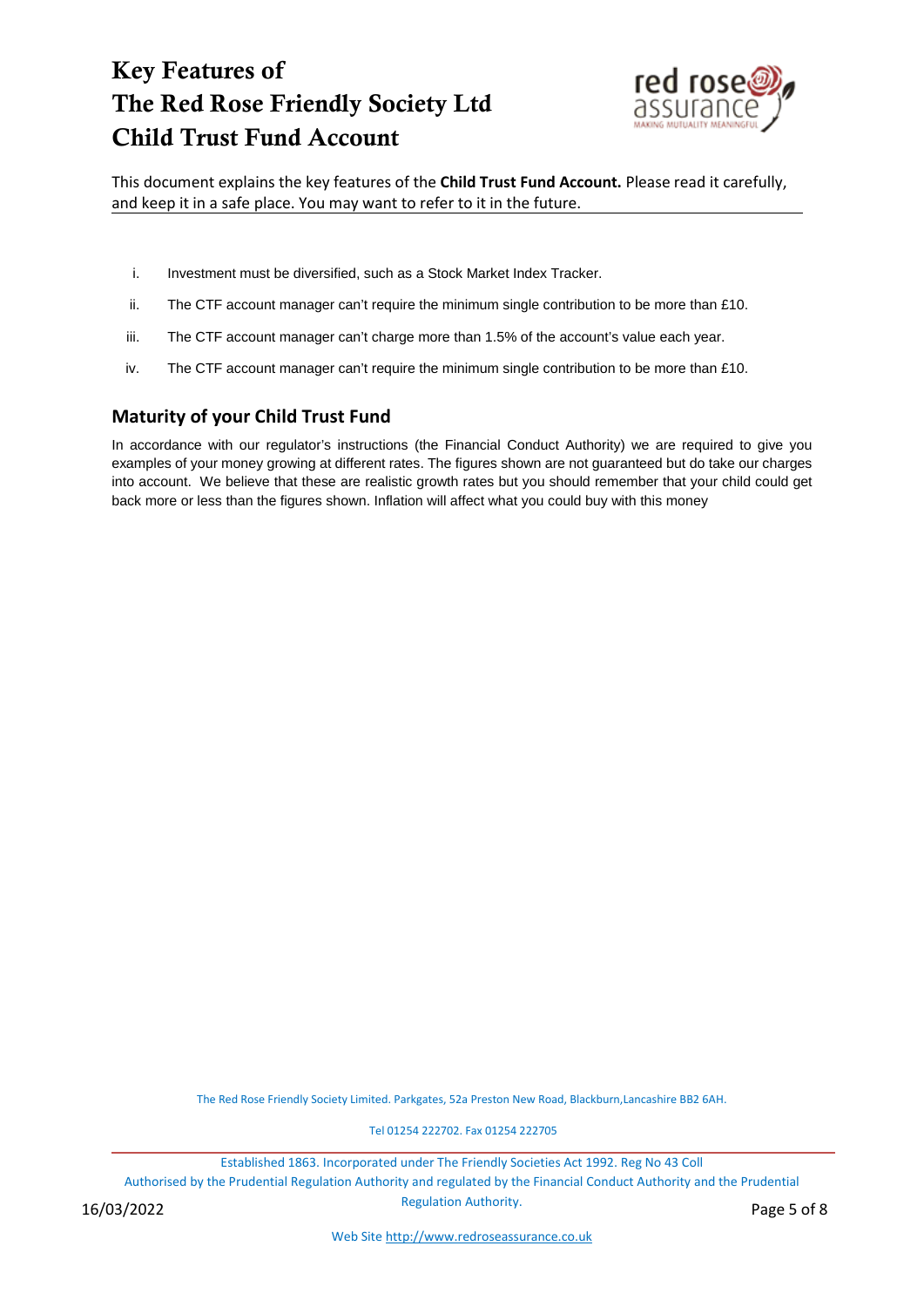# Key Features of The Red Rose Friendly Society Ltd Child Trust Fund Account

This document explains the key features of the **Child Trust Fund Account.** Please read it carefully, and keep it in a safe place. You may want to refer to it in the future.

i. Investment must be diversified, such as a Stock Market Index Tracker.

ii. The CTF account manager can't require the minimum single contribution to be more than £10.

iii. The CTF account manager can't charge more than 1.5% of the account's value each year.

iv. The CTF account manager can't require the minimum single contribution to be more than £10.

## Maturity of your Child Trust Fund

In accordance with our regulator's instructions (the Financial Conduct Authority) we are required to give you examples of your money growing at different rates. The figures shown are not guaranteed but do take our charges into account. We believe that these are realistic growth rates but you should remember that your child could get back more or less than the figures shown. Inflation will affect what you could buy with this money

The Red Rose Friendly Society Limited. Parkgates, 52a Preston New Road, Blackburn,Lancashire BB2 6AH.

Tel 01254 222702. Fax 01254 222705

Established 1863. Incorporated under The Friendly Societies Act 1992. Reg No 43 Coll
Authorised by the Prudential Regulation Authority and regulated by the Financial Conduct Authority and the Prudential Regulation Authority.

16/03/2022

Web Site http://www.redroseassurance.co.uk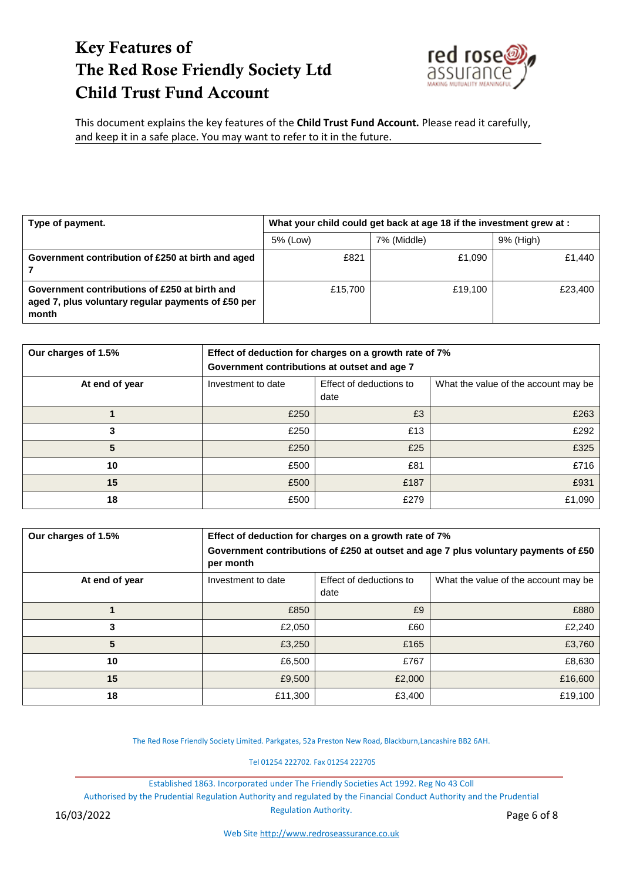# Key Features of The Red Rose Friendly Society Ltd Child Trust Fund Account

This document explains the key features of the **Child Trust Fund Account.** Please read it carefully, and keep it in a safe place. You may want to refer to it in the future.

| **Type of payment.** | **What your child could get back at age 18 if the investment grew at :** | | |
|---|---|---|---|
| | 5% (Low) | 7% (Middle) | 9% (High) |
| **Government contribution of £250 at birth and aged 7** | £821 | £1,090 | £1,440 |
| **Government contributions of £250 at birth and aged 7, plus voluntary regular payments of £50 per month** | £15,700 | £19,100 | £23,400 |

| **Our charges of 1.5%** | **Effect of deduction for charges on a growth rate of 7% Government contributions at outset and age 7** | | |
|---|---|---|---|
| **At end of year** | Investment to date | Effect of deductions to date | What the value of the account may be |
| **1** | £250 | £3 | £263 |
| **3** | £250 | £13 | £292 |
| **5** | £250 | £25 | £325 |
| **10** | £500 | £81 | £716 |
| **15** | £500 | £187 | £931 |
| **18** | £500 | £279 | £1,090 |

| **Our charges of 1.5%** | **Effect of deduction for charges on a growth rate of 7% Government contributions of £250 at outset and age 7 plus voluntary payments of £50 per month** | | |
|---|---|---|---|
| **At end of year** | Investment to date | Effect of deductions to date | What the value of the account may be |
| **1** | £850 | £9 | £880 |
| **3** | £2,050 | £60 | £2,240 |
| **5** | £3,250 | £165 | £3,760 |
| **10** | £6,500 | £767 | £8,630 |
| **15** | £9,500 | £2,000 | £16,600 |
| **18** | £11,300 | £3,400 | £19,100 |

The Red Rose Friendly Society Limited. Parkgates, 52a Preston New Road, Blackburn,Lancashire BB2 6AH.

Tel 01254 222702. Fax 01254 222705

Established 1863. Incorporated under The Friendly Societies Act 1992. Reg No 43 Coll
Authorised by the Prudential Regulation Authority and regulated by the Financial Conduct Authority and the Prudential Regulation Authority.

16/03/2022

Web Site http://www.redroseassurance.co.uk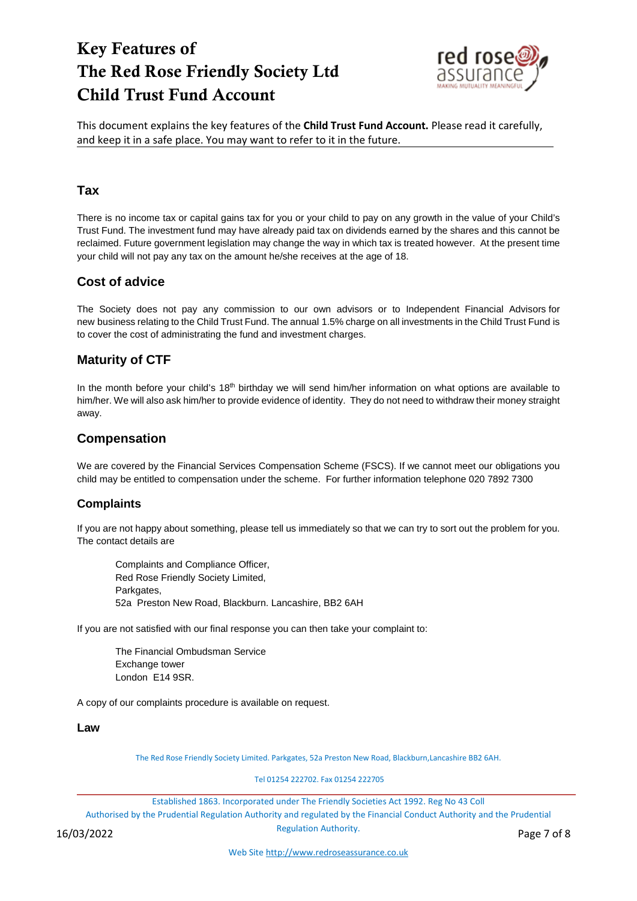# Key Features of The Red Rose Friendly Society Ltd Child Trust Fund Account

This document explains the key features of the **Child Trust Fund Account.** Please read it carefully, and keep it in a safe place. You may want to refer to it in the future.

## Tax

There is no income tax or capital gains tax for you or your child to pay on any growth in the value of your Child's Trust Fund. The investment fund may have already paid tax on dividends earned by the shares and this cannot be reclaimed. Future government legislation may change the way in which tax is treated however. At the present time your child will not pay any tax on the amount he/she receives at the age of 18.

## Cost of advice

The Society does not pay any commission to our own advisors or to Independent Financial Advisors for new business relating to the Child Trust Fund. The annual 1.5% charge on all investments in the Child Trust Fund is to cover the cost of administrating the fund and investment charges.

## Maturity of CTF

In the month before your child's 18th birthday we will send him/her information on what options are available to him/her. We will also ask him/her to provide evidence of identity. They do not need to withdraw their money straight away.

## Compensation

We are covered by the Financial Services Compensation Scheme (FSCS). If we cannot meet our obligations you child may be entitled to compensation under the scheme. For further information telephone 020 7892 7300

## Complaints

If you are not happy about something, please tell us immediately so that we can try to sort out the problem for you. The contact details are

Complaints and Compliance Officer,
Red Rose Friendly Society Limited,
Parkgates,
52a Preston New Road, Blackburn. Lancashire, BB2 6AH

If you are not satisfied with our final response you can then take your complaint to:

The Financial Ombudsman Service
Exchange tower
London E14 9SR.

A copy of our complaints procedure is available on request.

## Law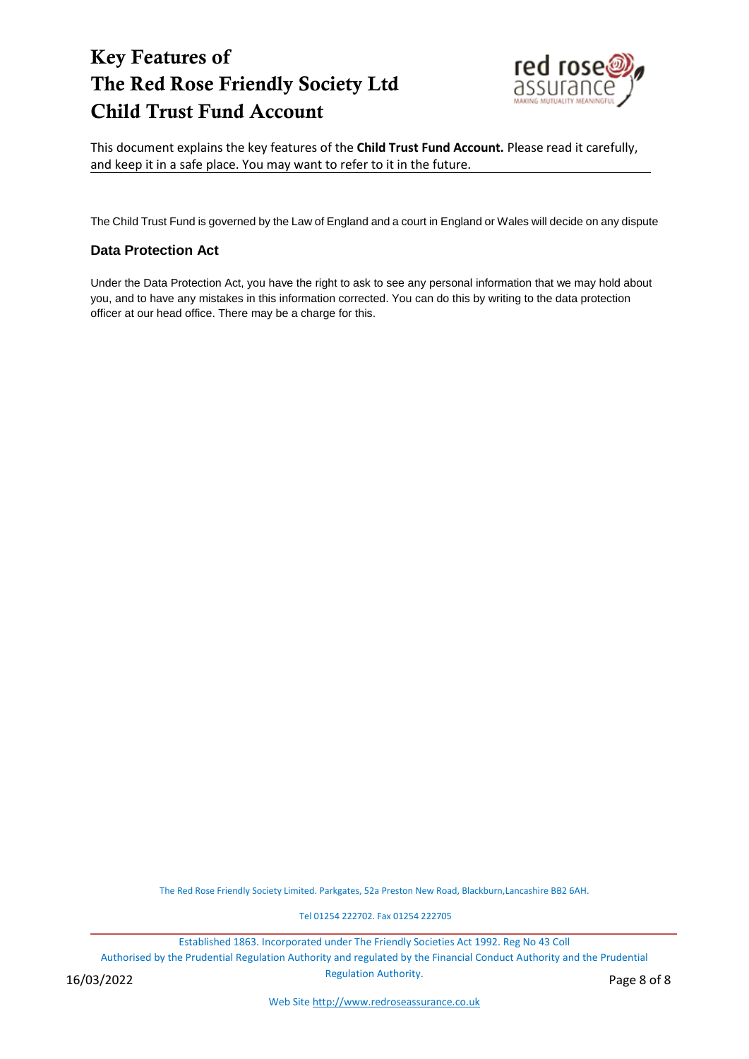# Key Features of The Red Rose Friendly Society Ltd Child Trust Fund Account

This document explains the key features of the **Child Trust Fund Account.** Please read it carefully, and keep it in a safe place. You may want to refer to it in the future.

The Child Trust Fund is governed by the Law of England and a court in England or Wales will decide on any dispute

## Data Protection Act

Under the Data Protection Act, you have the right to ask to see any personal information that we may hold about you, and to have any mistakes in this information corrected. You can do this by writing to the data protection officer at our head office. There may be a charge for this.

The Red Rose Friendly Society Limited. Parkgates, 52a Preston New Road, Blackburn,Lancashire BB2 6AH.

Tel 01254 222702. Fax 01254 222705

Established 1863. Incorporated under The Friendly Societies Act 1992. Reg No 43 Coll
Authorised by the Prudential Regulation Authority and regulated by the Financial Conduct Authority and the Prudential Regulation Authority.

16/03/2022

Web Site http://www.redroseassurance.co.uk